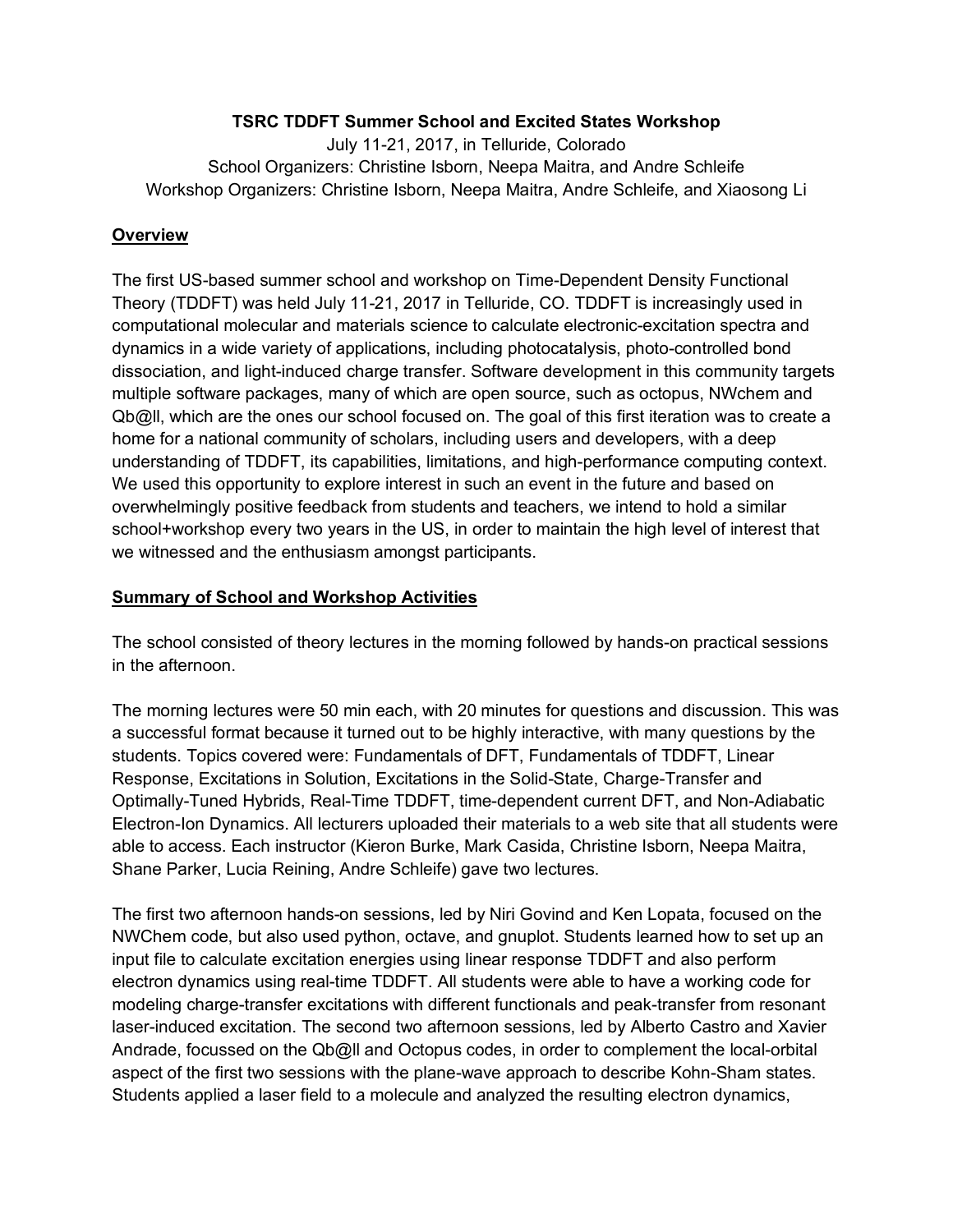**TSRC TDDFT Summer School and Excited States Workshop**

July 11-21, 2017, in Telluride, Colorado

School Organizers: Christine Isborn, Neepa Maitra, and Andre Schleife

Workshop Organizers: Christine Isborn, Neepa Maitra, Andre Schleife, and Xiaosong Li

## Overview

The first US-based summer school and workshop on Time-Dependent Density Functional Theory (TDDFT) was held July 11-21, 2017 in Telluride, CO. TDDFT is increasingly used in computational molecular and materials science to calculate electronic-excitation spectra and dynamics in a wide variety of applications, including photocatalysis, photo-controlled bond dissociation, and light-induced charge transfer. Software development in this community targets multiple software packages, many of which are open source, such as octopus, NWchem and Qb@ll, which are the ones our school focused on. The goal of this first iteration was to create a home for a national community of scholars, including users and developers, with a deep understanding of TDDFT, its capabilities, limitations, and high-performance computing context. We used this opportunity to explore interest in such an event in the future and based on overwhelmingly positive feedback from students and teachers, we intend to hold a similar school+workshop every two years in the US, in order to maintain the high level of interest that we witnessed and the enthusiasm amongst participants.

## Summary of School and Workshop Activities

The school consisted of theory lectures in the morning followed by hands-on practical sessions in the afternoon.

The morning lectures were 50 min each, with 20 minutes for questions and discussion. This was a successful format because it turned out to be highly interactive, with many questions by the students. Topics covered were: Fundamentals of DFT, Fundamentals of TDDFT, Linear Response, Excitations in Solution, Excitations in the Solid-State, Charge-Transfer and Optimally-Tuned Hybrids, Real-Time TDDFT, time-dependent current DFT, and Non-Adiabatic Electron-Ion Dynamics. All lecturers uploaded their materials to a web site that all students were able to access. Each instructor (Kieron Burke, Mark Casida, Christine Isborn, Neepa Maitra, Shane Parker, Lucia Reining, Andre Schleife) gave two lectures.

The first two afternoon hands-on sessions, led by Niri Govind and Ken Lopata, focused on the NWChem code, but also used python, octave, and gnuplot. Students learned how to set up an input file to calculate excitation energies using linear response TDDFT and also perform electron dynamics using real-time TDDFT. All students were able to have a working code for modeling charge-transfer excitations with different functionals and peak-transfer from resonant laser-induced excitation. The second two afternoon sessions, led by Alberto Castro and Xavier Andrade, focussed on the Qb@ll and Octopus codes, in order to complement the local-orbital aspect of the first two sessions with the plane-wave approach to describe Kohn-Sham states. Students applied a laser field to a molecule and analyzed the resulting electron dynamics,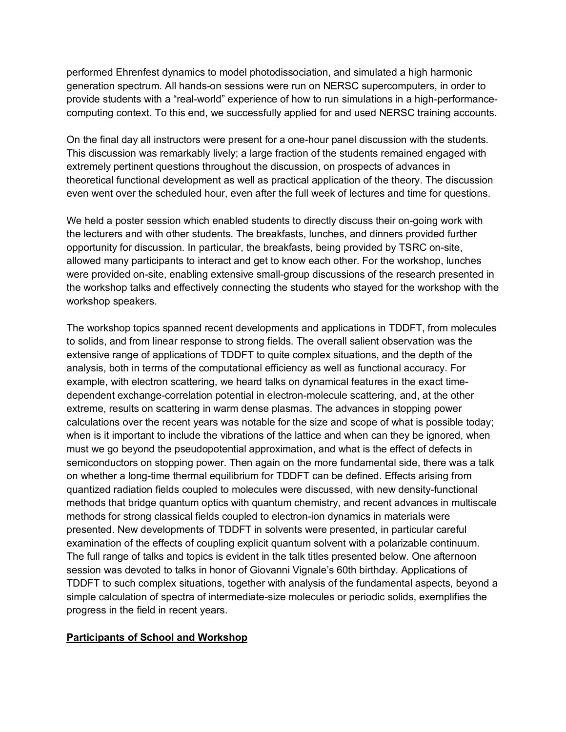performed Ehrenfest dynamics to model photodissociation, and simulated a high harmonic generation spectrum. All hands-on sessions were run on NERSC supercomputers, in order to provide students with a “real-world” experience of how to run simulations in a high-performance-computing context. To this end, we successfully applied for and used NERSC training accounts.

On the final day all instructors were present for a one-hour panel discussion with the students. This discussion was remarkably lively; a large fraction of the students remained engaged with extremely pertinent questions throughout the discussion, on prospects of advances in theoretical functional development as well as practical application of the theory. The discussion even went over the scheduled hour, even after the full week of lectures and time for questions.

We held a poster session which enabled students to directly discuss their on-going work with the lecturers and with other students. The breakfasts, lunches, and dinners provided further opportunity for discussion. In particular, the breakfasts, being provided by TSRC on-site, allowed many participants to interact and get to know each other. For the workshop, lunches were provided on-site, enabling extensive small-group discussions of the research presented in the workshop talks and effectively connecting the students who stayed for the workshop with the workshop speakers.

The workshop topics spanned recent developments and applications in TDDFT, from molecules to solids, and from linear response to strong fields. The overall salient observation was the extensive range of applications of TDDFT to quite complex situations, and the depth of the analysis, both in terms of the computational efficiency as well as functional accuracy. For example, with electron scattering, we heard talks on dynamical features in the exact time-dependent exchange-correlation potential in electron-molecule scattering, and, at the other extreme, results on scattering in warm dense plasmas. The advances in stopping power calculations over the recent years was notable for the size and scope of what is possible today; when is it important to include the vibrations of the lattice and when can they be ignored, when must we go beyond the pseudopotential approximation, and what is the effect of defects in semiconductors on stopping power. Then again on the more fundamental side, there was a talk on whether a long-time thermal equilibrium for TDDFT can be defined. Effects arising from quantized radiation fields coupled to molecules were discussed, with new density-functional methods that bridge quantum optics with quantum chemistry, and recent advances in multiscale methods for strong classical fields coupled to electron-ion dynamics in materials were presented. New developments of TDDFT in solvents were presented, in particular careful examination of the effects of coupling explicit quantum solvent with a polarizable continuum. The full range of talks and topics is evident in the talk titles presented below. One afternoon session was devoted to talks in honor of Giovanni Vignale’s 60th birthday. Applications of TDDFT to such complex situations, together with analysis of the fundamental aspects, beyond a simple calculation of spectra of intermediate-size molecules or periodic solids, exemplifies the progress in the field in recent years.

## Participants of School and Workshop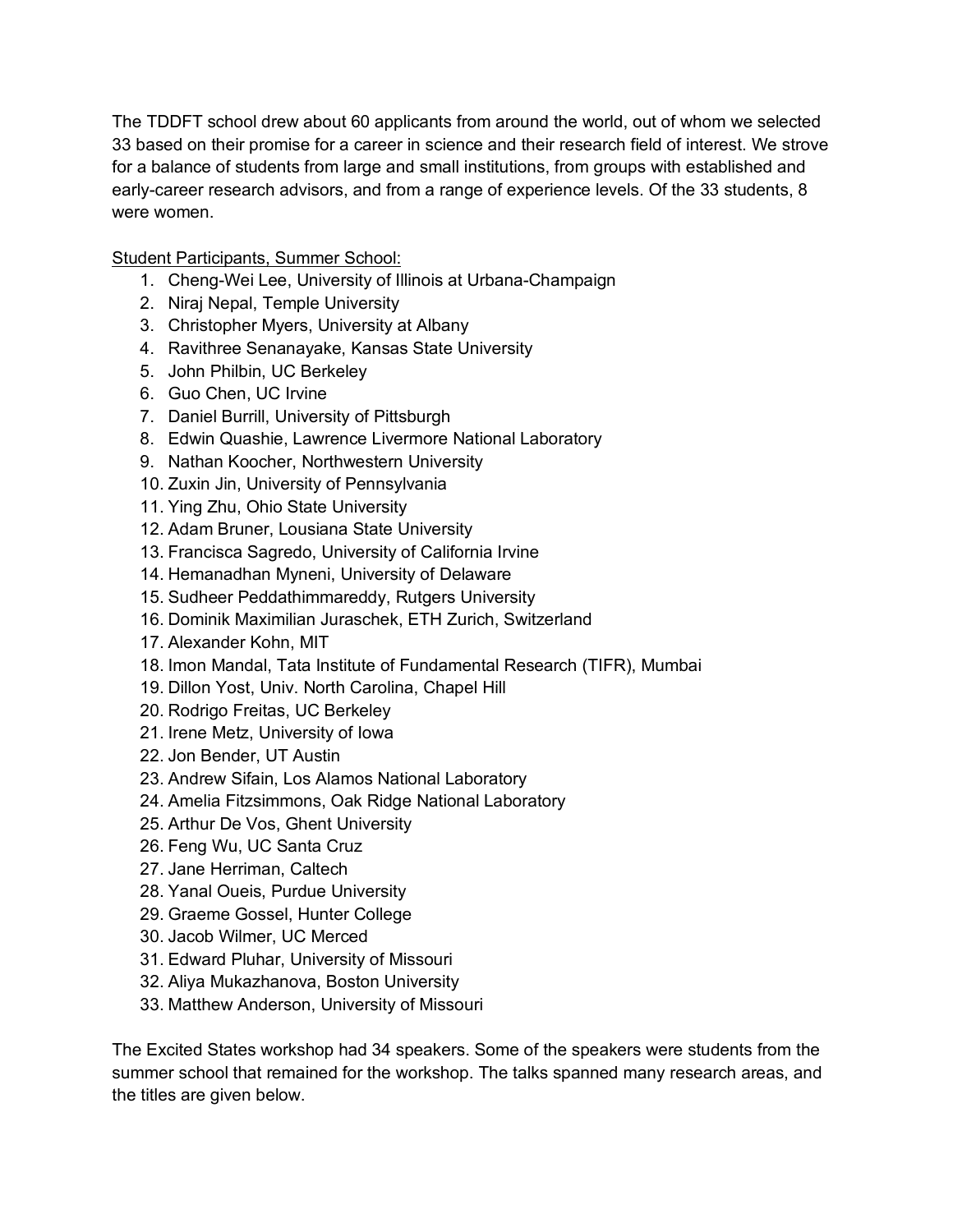The TDDFT school drew about 60 applicants from around the world, out of whom we selected 33 based on their promise for a career in science and their research field of interest. We strove for a balance of students from large and small institutions, from groups with established and early-career research advisors, and from a range of experience levels. Of the 33 students, 8 were women.

Student Participants, Summer School:

1. Cheng-Wei Lee, University of Illinois at Urbana-Champaign
2. Niraj Nepal, Temple University
3. Christopher Myers, University at Albany
4. Ravithree Senanayake, Kansas State University
5. John Philbin, UC Berkeley
6. Guo Chen, UC Irvine
7. Daniel Burrill, University of Pittsburgh
8. Edwin Quashie, Lawrence Livermore National Laboratory
9. Nathan Koocher, Northwestern University
10. Zuxin Jin, University of Pennsylvania
11. Ying Zhu, Ohio State University
12. Adam Bruner, Lousiana State University
13. Francisca Sagredo, University of California Irvine
14. Hemanadhan Myneni, University of Delaware
15. Sudheer Peddathimmareddy, Rutgers University
16. Dominik Maximilian Juraschek, ETH Zurich, Switzerland
17. Alexander Kohn, MIT
18. Imon Mandal, Tata Institute of Fundamental Research (TIFR), Mumbai
19. Dillon Yost, Univ. North Carolina, Chapel Hill
20. Rodrigo Freitas, UC Berkeley
21. Irene Metz, University of Iowa
22. Jon Bender, UT Austin
23. Andrew Sifain, Los Alamos National Laboratory
24. Amelia Fitzsimmons, Oak Ridge National Laboratory
25. Arthur De Vos, Ghent University
26. Feng Wu, UC Santa Cruz
27. Jane Herriman, Caltech
28. Yanal Oueis, Purdue University
29. Graeme Gossel, Hunter College
30. Jacob Wilmer, UC Merced
31. Edward Pluhar, University of Missouri
32. Aliya Mukazhanova, Boston University
33. Matthew Anderson, University of Missouri

The Excited States workshop had 34 speakers. Some of the speakers were students from the summer school that remained for the workshop. The talks spanned many research areas, and the titles are given below.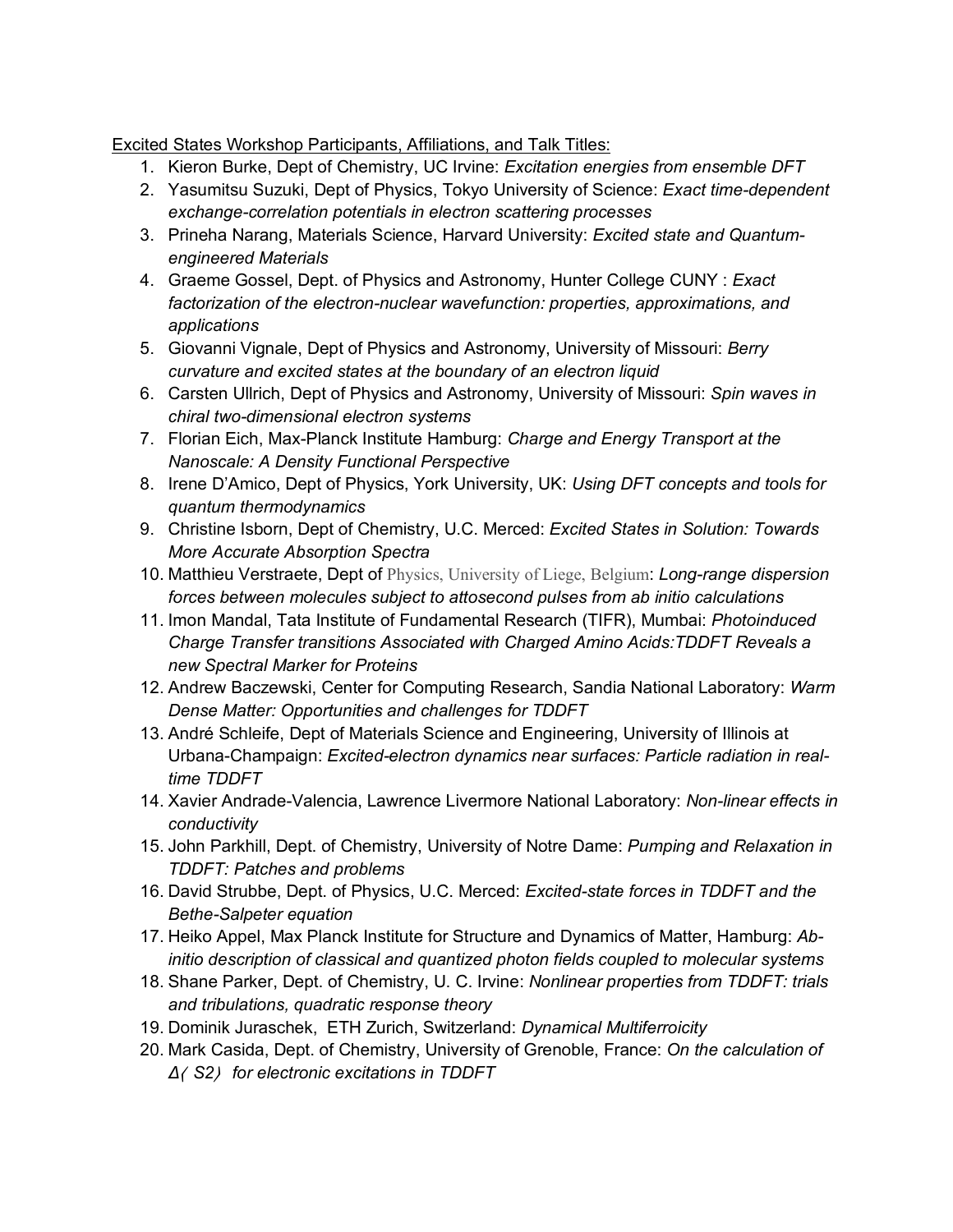Excited States Workshop Participants, Affiliations, and Talk Titles:

1. Kieron Burke, Dept of Chemistry, UC Irvine: *Excitation energies from ensemble DFT*
2. Yasumitsu Suzuki, Dept of Physics, Tokyo University of Science: *Exact time-dependent exchange-correlation potentials in electron scattering processes*
3. Prineha Narang, Materials Science, Harvard University: *Excited state and Quantum-engineered Materials*
4. Graeme Gossel, Dept. of Physics and Astronomy, Hunter College CUNY : *Exact factorization of the electron-nuclear wavefunction: properties, approximations, and applications*
5. Giovanni Vignale, Dept of Physics and Astronomy, University of Missouri: *Berry curvature and excited states at the boundary of an electron liquid*
6. Carsten Ullrich, Dept of Physics and Astronomy, University of Missouri: *Spin waves in chiral two-dimensional electron systems*
7. Florian Eich, Max-Planck Institute Hamburg: *Charge and Energy Transport at the Nanoscale: A Density Functional Perspective*
8. Irene D'Amico, Dept of Physics, York University, UK: *Using DFT concepts and tools for quantum thermodynamics*
9. Christine Isborn, Dept of Chemistry, U.C. Merced: *Excited States in Solution: Towards More Accurate Absorption Spectra*
10. Matthieu Verstraete, Dept of Physics, University of Liege, Belgium: *Long-range dispersion forces between molecules subject to attosecond pulses from ab initio calculations*
11. Imon Mandal, Tata Institute of Fundamental Research (TIFR), Mumbai: *Photoinduced Charge Transfer transitions Associated with Charged Amino Acids:TDDFT Reveals a new Spectral Marker for Proteins*
12. Andrew Baczewski, Center for Computing Research, Sandia National Laboratory: *Warm Dense Matter: Opportunities and challenges for TDDFT*
13. André Schleife, Dept of Materials Science and Engineering, University of Illinois at Urbana-Champaign: *Excited-electron dynamics near surfaces: Particle radiation in real-time TDDFT*
14. Xavier Andrade-Valencia, Lawrence Livermore National Laboratory: *Non-linear effects in conductivity*
15. John Parkhill, Dept. of Chemistry, University of Notre Dame: *Pumping and Relaxation in TDDFT: Patches and problems*
16. David Strubbe, Dept. of Physics, U.C. Merced: *Excited-state forces in TDDFT and the Bethe-Salpeter equation*
17. Heiko Appel, Max Planck Institute for Structure and Dynamics of Matter, Hamburg: *Ab-initio description of classical and quantized photon fields coupled to molecular systems*
18. Shane Parker, Dept. of Chemistry, U. C. Irvine: *Nonlinear properties from TDDFT: trials and tribulations, quadratic response theory*
19. Dominik Juraschek, ETH Zurich, Switzerland: *Dynamical Multiferroicity*
20. Mark Casida, Dept. of Chemistry, University of Grenoble, France: *On the calculation of Δ（S2）for electronic excitations in TDDFT*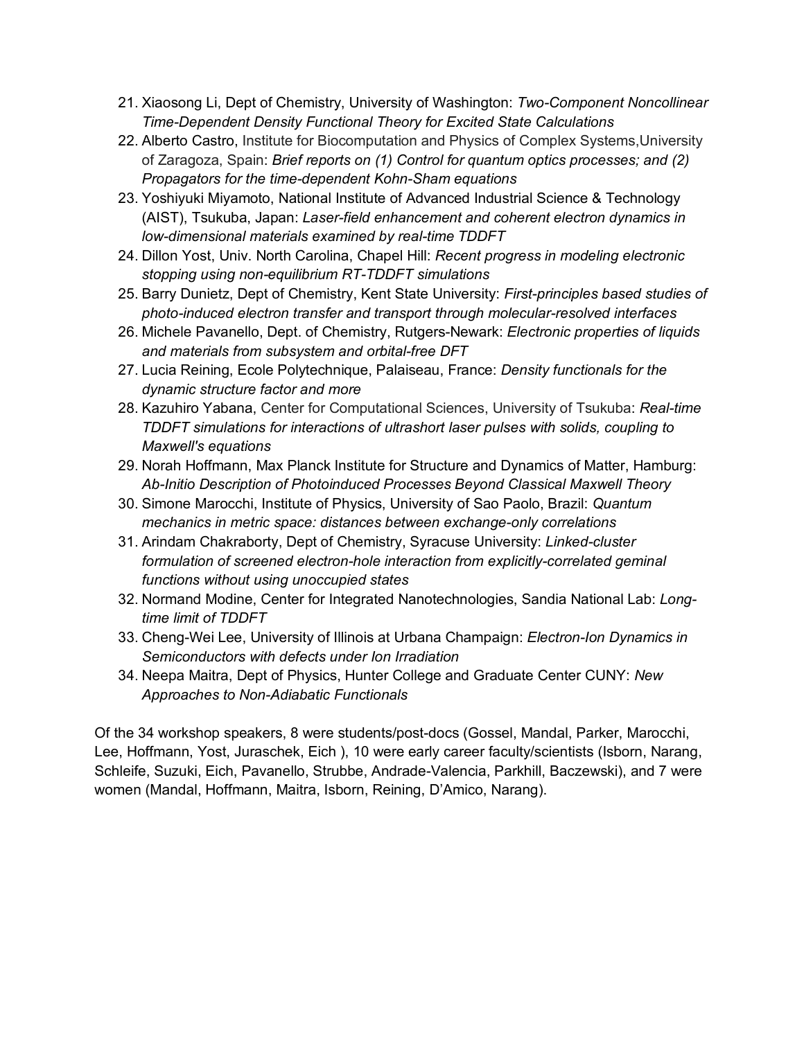21. Xiaosong Li, Dept of Chemistry, University of Washington: *Two-Component Noncollinear Time-Dependent Density Functional Theory for Excited State Calculations*
22. Alberto Castro, Institute for Biocomputation and Physics of Complex Systems,University of Zaragoza, Spain: *Brief reports on (1) Control for quantum optics processes; and (2) Propagators for the time-dependent Kohn-Sham equations*
23. Yoshiyuki Miyamoto, National Institute of Advanced Industrial Science & Technology (AIST), Tsukuba, Japan: *Laser-field enhancement and coherent electron dynamics in low-dimensional materials examined by real-time TDDFT*
24. Dillon Yost, Univ. North Carolina, Chapel Hill: *Recent progress in modeling electronic stopping using non-equilibrium RT-TDDFT simulations*
25. Barry Dunietz, Dept of Chemistry, Kent State University: *First-principles based studies of photo-induced electron transfer and transport through molecular-resolved interfaces*
26. Michele Pavanello, Dept. of Chemistry, Rutgers-Newark: *Electronic properties of liquids and materials from subsystem and orbital-free DFT*
27. Lucia Reining, Ecole Polytechnique, Palaiseau, France: *Density functionals for the dynamic structure factor and more*
28. Kazuhiro Yabana, Center for Computational Sciences, University of Tsukuba: *Real-time TDDFT simulations for interactions of ultrashort laser pulses with solids, coupling to Maxwell's equations*
29. Norah Hoffmann, Max Planck Institute for Structure and Dynamics of Matter, Hamburg: *Ab-Initio Description of Photoinduced Processes Beyond Classical Maxwell Theory*
30. Simone Marocchi, Institute of Physics, University of Sao Paolo, Brazil: *Quantum mechanics in metric space: distances between exchange-only correlations*
31. Arindam Chakraborty, Dept of Chemistry, Syracuse University: *Linked-cluster formulation of screened electron-hole interaction from explicitly-correlated geminal functions without using unoccupied states*
32. Normand Modine, Center for Integrated Nanotechnologies, Sandia National Lab: *Long-time limit of TDDFT*
33. Cheng-Wei Lee, University of Illinois at Urbana Champaign: *Electron-Ion Dynamics in Semiconductors with defects under Ion Irradiation*
34. Neepa Maitra, Dept of Physics, Hunter College and Graduate Center CUNY: *New Approaches to Non-Adiabatic Functionals*

Of the 34 workshop speakers, 8 were students/post-docs (Gossel, Mandal, Parker, Marocchi, Lee, Hoffmann, Yost, Juraschek, Eich ), 10 were early career faculty/scientists (Isborn, Narang, Schleife, Suzuki, Eich, Pavanello, Strubbe, Andrade-Valencia, Parkhill, Baczewski), and 7 were women (Mandal, Hoffmann, Maitra, Isborn, Reining, D'Amico, Narang).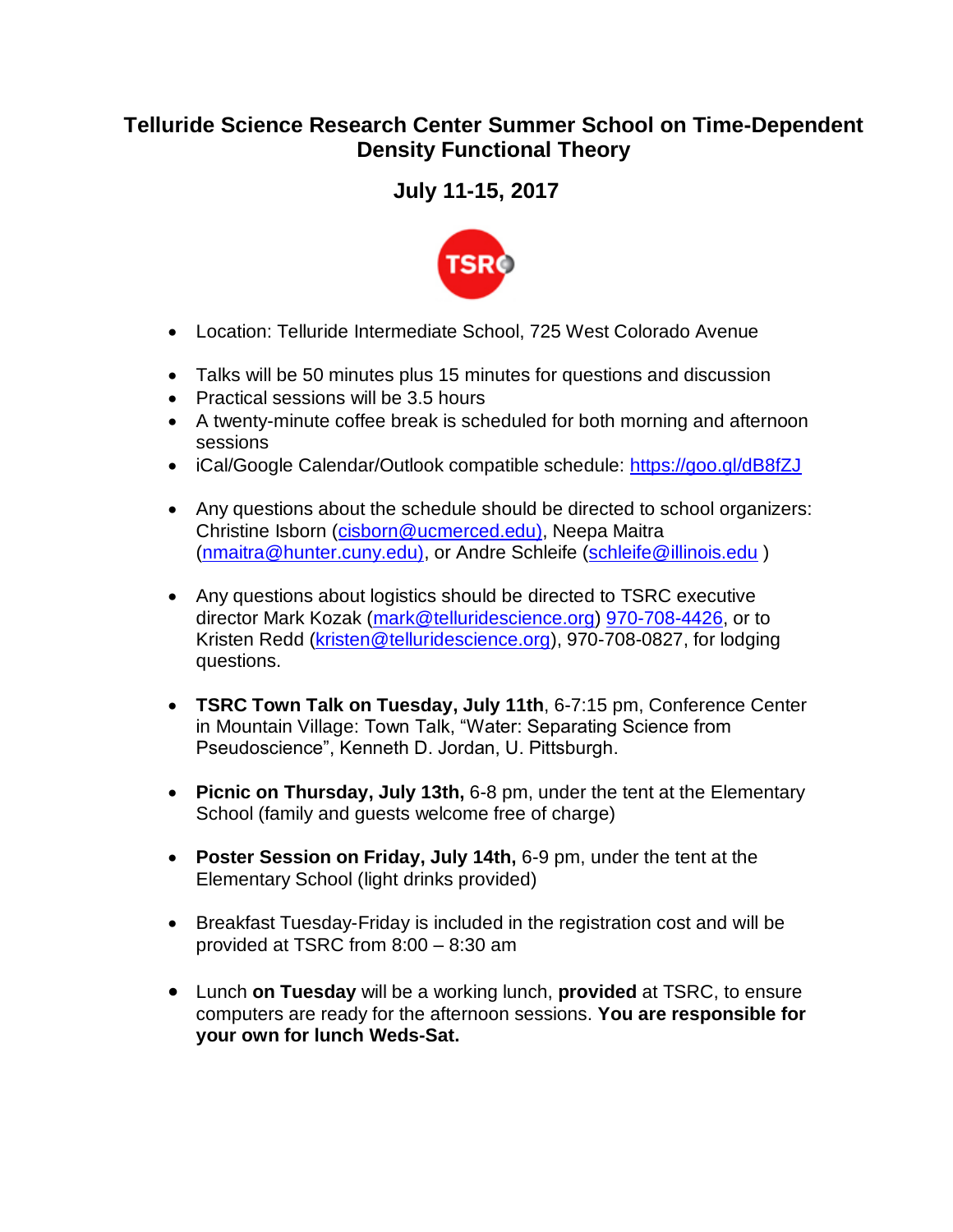# Telluride Science Research Center Summer School on Time-Dependent Density Functional Theory

## July 11-15, 2017

- Location: Telluride Intermediate School, 725 West Colorado Avenue

- Talks will be 50 minutes plus 15 minutes for questions and discussion
- Practical sessions will be 3.5 hours
- A twenty-minute coffee break is scheduled for both morning and afternoon sessions
- iCal/Google Calendar/Outlook compatible schedule: https://goo.gl/dB8fZJ

- Any questions about the schedule should be directed to school organizers: Christine Isborn (cisborn@ucmerced.edu), Neepa Maitra (nmaitra@hunter.cuny.edu), or Andre Schleife (schleife@illinois.edu )

- Any questions about logistics should be directed to TSRC executive director Mark Kozak (mark@telluridescience.org) 970-708-4426, or to Kristen Redd (kristen@telluridescience.org), 970-708-0827, for lodging questions.

- **TSRC Town Talk on Tuesday, July 11th**, 6-7:15 pm, Conference Center in Mountain Village: Town Talk, "Water: Separating Science from Pseudoscience", Kenneth D. Jordan, U. Pittsburgh.

- **Picnic on Thursday, July 13th,** 6-8 pm, under the tent at the Elementary School (family and guests welcome free of charge)

- **Poster Session on Friday, July 14th,** 6-9 pm, under the tent at the Elementary School (light drinks provided)

- Breakfast Tuesday-Friday is included in the registration cost and will be provided at TSRC from 8:00 – 8:30 am

- Lunch **on Tuesday** will be a working lunch, **provided** at TSRC, to ensure computers are ready for the afternoon sessions. **You are responsible for your own for lunch Weds-Sat.**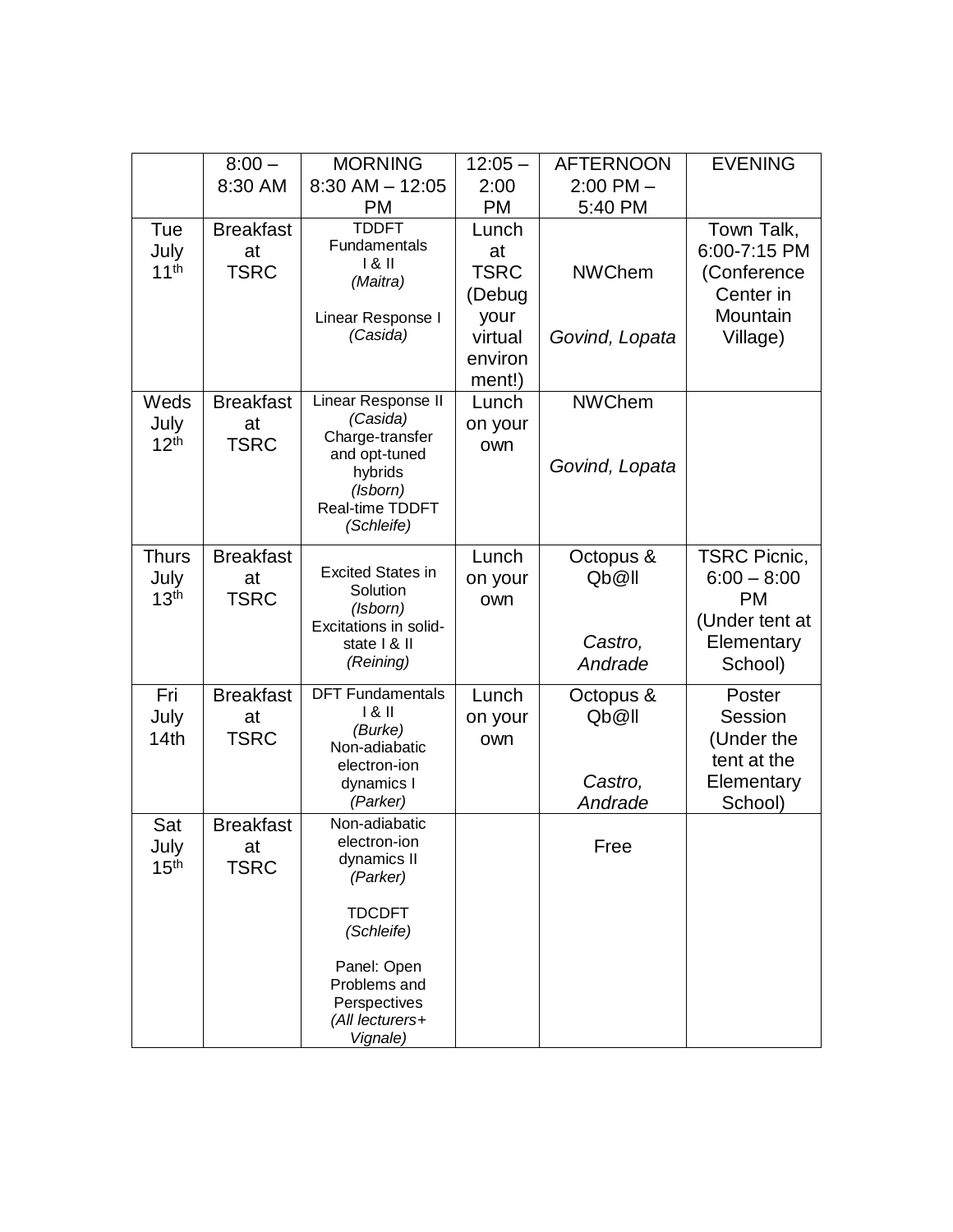| | 8:00 – 8:30 AM | MORNING 8:30 AM – 12:05 PM | 12:05 – 2:00 PM | AFTERNOON 2:00 PM – 5:40 PM | EVENING |
|---|---|---|---|---|---|
| Tue July 11th | Breakfast at TSRC | TDDFT Fundamentals I & II *(Maitra)* Linear Response I *(Casida)* | Lunch at TSRC (Debug your virtual environment!) | NWChem *Govind, Lopata* | Town Talk, 6:00-7:15 PM (Conference Center in Mountain Village) |
| Weds July 12th | Breakfast at TSRC | Linear Response II *(Casida)* Charge-transfer and opt-tuned hybrids *(Isborn)* Real-time TDDFT *(Schleife)* | Lunch on your own | NWChem *Govind, Lopata* | |
| Thurs July 13th | Breakfast at TSRC | Excited States in Solution *(Isborn)* Excitations in solid-state I & II *(Reining)* | Lunch on your own | Octopus & Qb@ll *Castro, Andrade* | TSRC Picnic, 6:00 – 8:00 PM (Under tent at Elementary School) |
| Fri July 14th | Breakfast at TSRC | DFT Fundamentals I & II *(Burke)* Non-adiabatic electron-ion dynamics I *(Parker)* | Lunch on your own | Octopus & Qb@ll *Castro, Andrade* | Poster Session (Under the tent at the Elementary School) |
| Sat July 15th | Breakfast at TSRC | Non-adiabatic electron-ion dynamics II *(Parker)* TDCDFT *(Schleife)* Panel: Open Problems and Perspectives *(All lecturers+ Vignale)* | | Free | |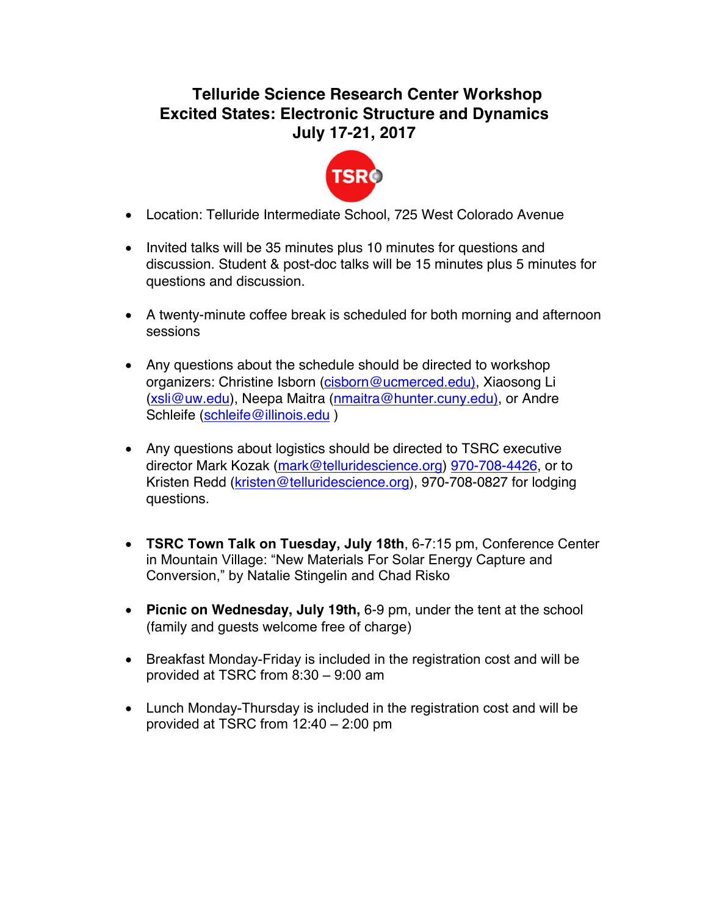# Telluride Science Research Center Workshop
# Excited States: Electronic Structure and Dynamics
# July 17-21, 2017

- Location: Telluride Intermediate School, 725 West Colorado Avenue

- Invited talks will be 35 minutes plus 10 minutes for questions and discussion. Student & post-doc talks will be 15 minutes plus 5 minutes for questions and discussion.

- A twenty-minute coffee break is scheduled for both morning and afternoon sessions

- Any questions about the schedule should be directed to workshop organizers: Christine Isborn (cisborn@ucmerced.edu), Xiaosong Li (xsli@uw.edu), Neepa Maitra (nmaitra@hunter.cuny.edu), or Andre Schleife (schleife@illinois.edu )

- Any questions about logistics should be directed to TSRC executive director Mark Kozak (mark@telluridescience.org) 970-708-4426, or to Kristen Redd (kristen@telluridescience.org), 970-708-0827 for lodging questions.

- **TSRC Town Talk on Tuesday, July 18th**, 6-7:15 pm, Conference Center in Mountain Village: "New Materials For Solar Energy Capture and Conversion," by Natalie Stingelin and Chad Risko

- **Picnic on Wednesday, July 19th,** 6-9 pm, under the tent at the school (family and guests welcome free of charge)

- Breakfast Monday-Friday is included in the registration cost and will be provided at TSRC from 8:30 – 9:00 am

- Lunch Monday-Thursday is included in the registration cost and will be provided at TSRC from 12:40 – 2:00 pm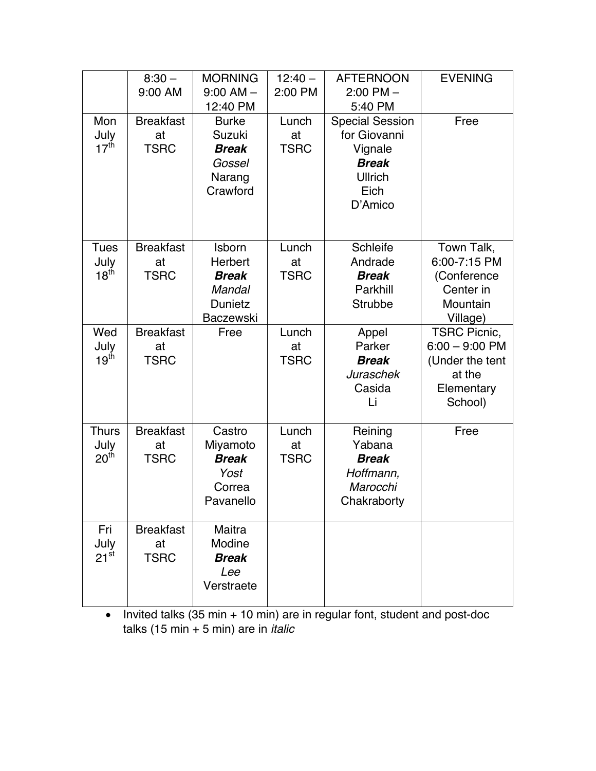| | 8:30 – 9:00 AM | MORNING 9:00 AM – 12:40 PM | 12:40 – 2:00 PM | AFTERNOON 2:00 PM – 5:40 PM | EVENING |
|---|---|---|---|---|---|
| Mon July 17th | Breakfast at TSRC | Burke<br>Suzuki<br>***Break***<br>*Gossel*<br>Narang<br>Crawford | Lunch at TSRC | Special Session for Giovanni Vignale<br>***Break***<br>Ullrich<br>Eich<br>D'Amico | Free |
| Tues July 18th | Breakfast at TSRC | Isborn<br>Herbert<br>***Break***<br>*Mandal*<br>Dunietz<br>Baczewski | Lunch at TSRC | Schleife<br>Andrade<br>***Break***<br>Parkhill<br>Strubbe | Town Talk, 6:00-7:15 PM (Conference Center in Mountain Village) |
| Wed July 19th | Breakfast at TSRC | Free | Lunch at TSRC | Appel<br>Parker<br>***Break***<br>*Juraschek*<br>Casida<br>Li | TSRC Picnic, 6:00 – 9:00 PM (Under the tent at the Elementary School) |
| Thurs July 20th | Breakfast at TSRC | Castro<br>Miyamoto<br>***Break***<br>*Yost*<br>Correa<br>Pavanello | Lunch at TSRC | Reining<br>Yabana<br>***Break***<br>*Hoffmann, Marocchi*<br>Chakraborty | Free |
| Fri July 21st | Breakfast at TSRC | Maitra<br>Modine<br>***Break***<br>*Lee*<br>Verstraete | | | |

- Invited talks (35 min + 10 min) are in regular font, student and post-doc talks (15 min + 5 min) are in *italic*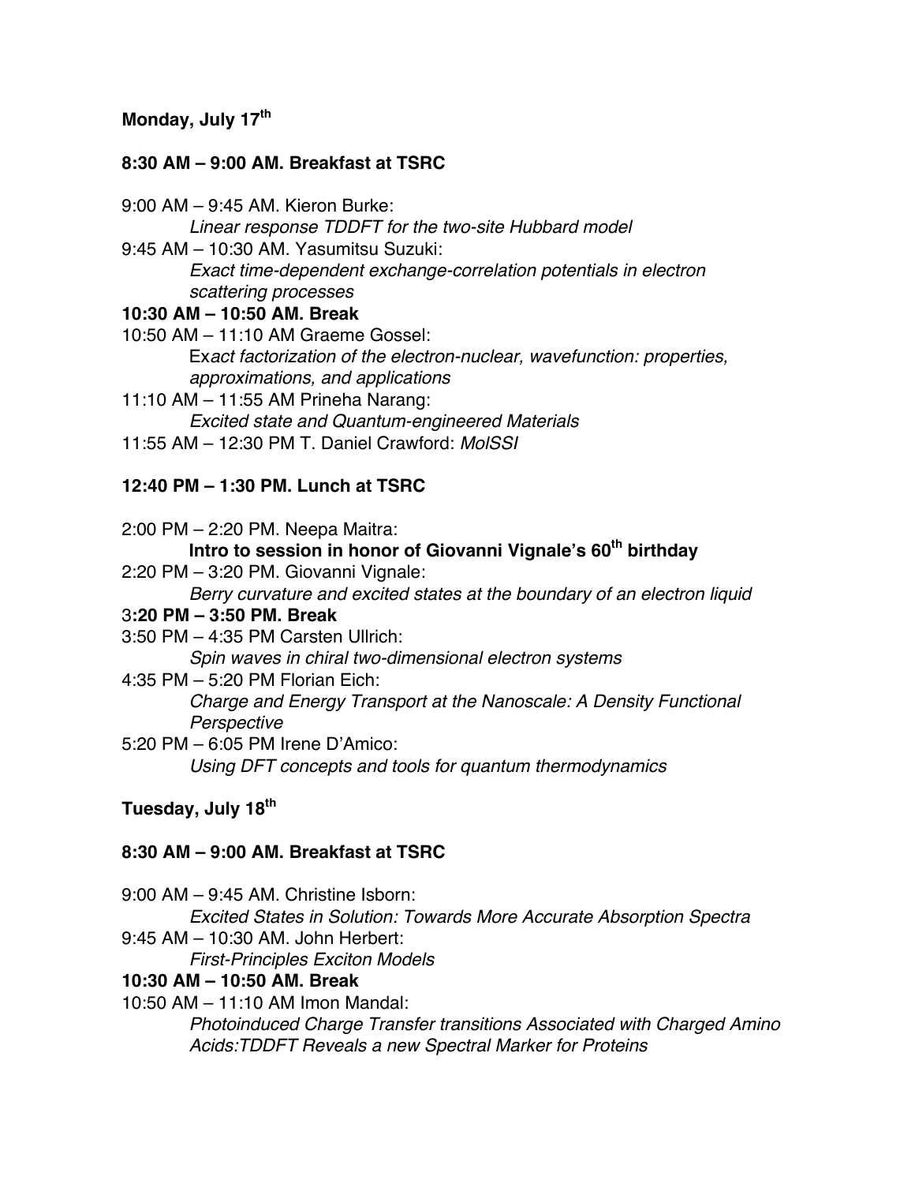**Monday, July 17th**

**8:30 AM – 9:00 AM. Breakfast at TSRC**

9:00 AM – 9:45 AM. Kieron Burke:
*Linear response TDDFT for the two-site Hubbard model*

9:45 AM – 10:30 AM. Yasumitsu Suzuki:
*Exact time-dependent exchange-correlation potentials in electron scattering processes*

**10:30 AM – 10:50 AM. Break**

10:50 AM – 11:10 AM Graeme Gossel:
Ex*act factorization of the electron-nuclear, wavefunction: properties, approximations, and applications*

11:10 AM – 11:55 AM Prineha Narang:
*Excited state and Quantum-engineered Materials*

11:55 AM – 12:30 PM T. Daniel Crawford: *MolSSI*

**12:40 PM – 1:30 PM. Lunch at TSRC**

2:00 PM – 2:20 PM. Neepa Maitra:
**Intro to session in honor of Giovanni Vignale's 60th birthday**

2:20 PM – 3:20 PM. Giovanni Vignale:
*Berry curvature and excited states at the boundary of an electron liquid*

3**:20 PM – 3:50 PM. Break**

3:50 PM – 4:35 PM Carsten Ullrich:
*Spin waves in chiral two-dimensional electron systems*

4:35 PM – 5:20 PM Florian Eich:
*Charge and Energy Transport at the Nanoscale: A Density Functional Perspective*

5:20 PM – 6:05 PM Irene D'Amico:
*Using DFT concepts and tools for quantum thermodynamics*

**Tuesday, July 18th**

**8:30 AM – 9:00 AM. Breakfast at TSRC**

9:00 AM – 9:45 AM. Christine Isborn:
*Excited States in Solution: Towards More Accurate Absorption Spectra*

9:45 AM – 10:30 AM. John Herbert:
*First-Principles Exciton Models*

**10:30 AM – 10:50 AM. Break**

10:50 AM – 11:10 AM Imon Mandal:
*Photoinduced Charge Transfer transitions Associated with Charged Amino Acids:TDDFT Reveals a new Spectral Marker for Proteins*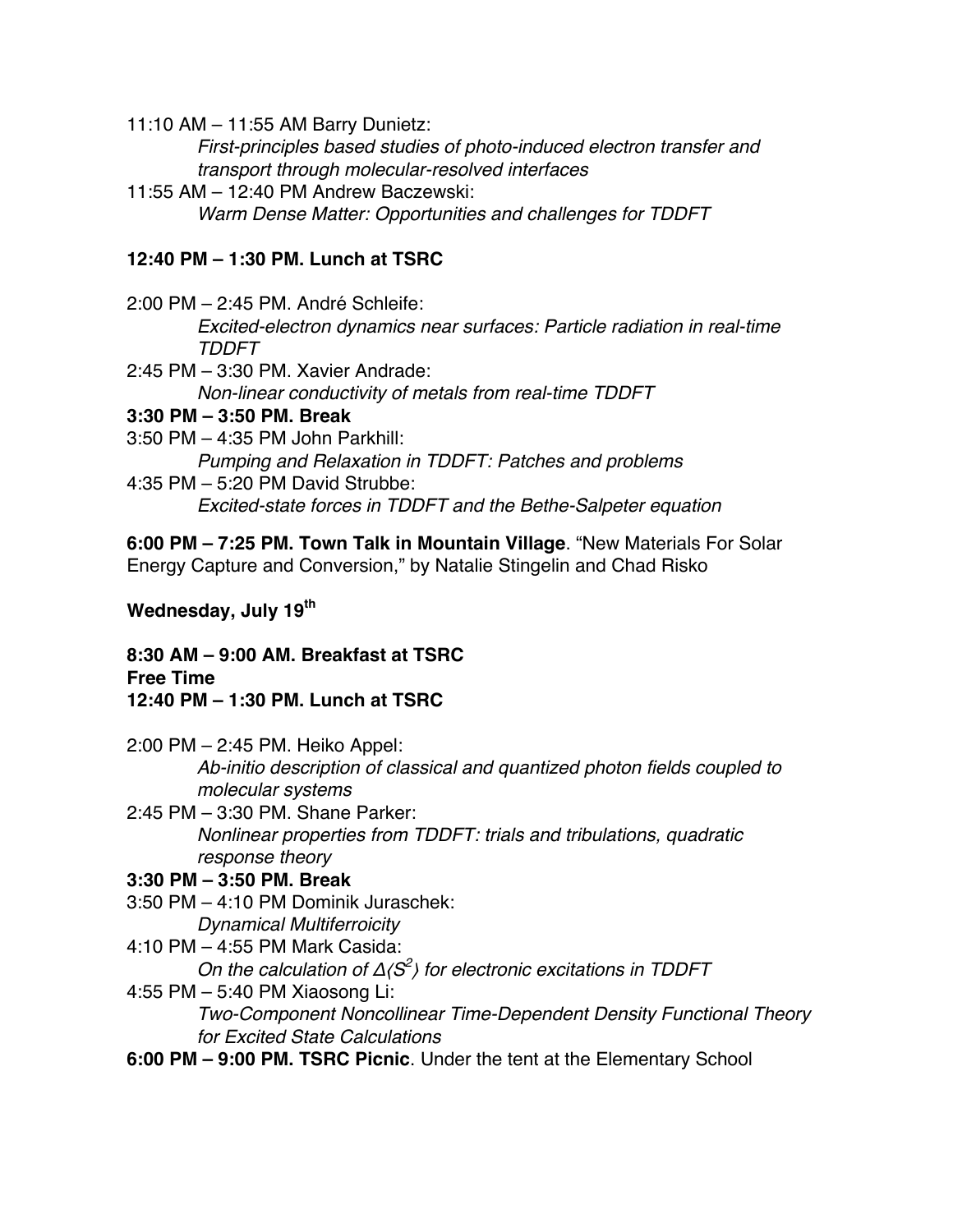11:10 AM – 11:55 AM Barry Dunietz:
*First-principles based studies of photo-induced electron transfer and transport through molecular-resolved interfaces*

11:55 AM – 12:40 PM Andrew Baczewski:
*Warm Dense Matter: Opportunities and challenges for TDDFT*

**12:40 PM – 1:30 PM. Lunch at TSRC**

2:00 PM – 2:45 PM. André Schleife:
*Excited-electron dynamics near surfaces: Particle radiation in real-time TDDFT*

2:45 PM – 3:30 PM. Xavier Andrade:
*Non-linear conductivity of metals from real-time TDDFT*

**3:30 PM – 3:50 PM. Break**

3:50 PM – 4:35 PM John Parkhill:
*Pumping and Relaxation in TDDFT: Patches and problems*

4:35 PM – 5:20 PM David Strubbe:
*Excited-state forces in TDDFT and the Bethe-Salpeter equation*

**6:00 PM – 7:25 PM. Town Talk in Mountain Village**. “New Materials For Solar Energy Capture and Conversion,” by Natalie Stingelin and Chad Risko

**Wednesday, July 19th**

**8:30 AM – 9:00 AM. Breakfast at TSRC**
**Free Time**
**12:40 PM – 1:30 PM. Lunch at TSRC**

2:00 PM – 2:45 PM. Heiko Appel:
*Ab-initio description of classical and quantized photon fields coupled to molecular systems*

2:45 PM – 3:30 PM. Shane Parker:
*Nonlinear properties from TDDFT: trials and tribulations, quadratic response theory*

**3:30 PM – 3:50 PM. Break**

3:50 PM – 4:10 PM Dominik Juraschek:
*Dynamical Multiferroicity*

4:10 PM – 4:55 PM Mark Casida:
*On the calculation of $\Delta\langle S^2 \rangle$ for electronic excitations in TDDFT*

4:55 PM – 5:40 PM Xiaosong Li:
*Two-Component Noncollinear Time-Dependent Density Functional Theory for Excited State Calculations*

**6:00 PM – 9:00 PM. TSRC Picnic**. Under the tent at the Elementary School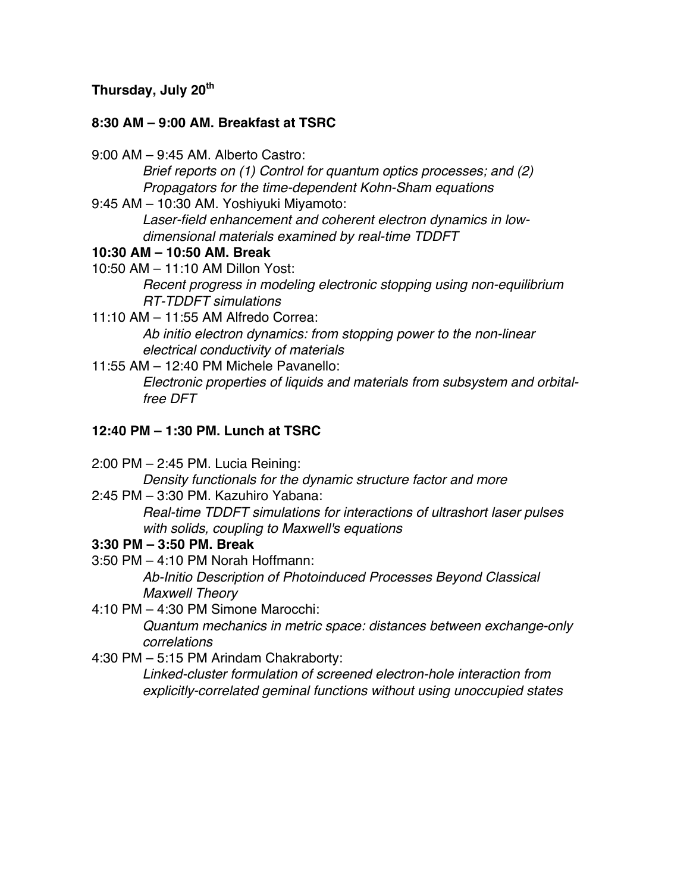**Thursday, July 20th**

**8:30 AM – 9:00 AM. Breakfast at TSRC**

9:00 AM – 9:45 AM. Alberto Castro:
*Brief reports on (1) Control for quantum optics processes; and (2) Propagators for the time-dependent Kohn-Sham equations*

9:45 AM – 10:30 AM. Yoshiyuki Miyamoto:
*Laser-field enhancement and coherent electron dynamics in low-dimensional materials examined by real-time TDDFT*

**10:30 AM – 10:50 AM. Break**

10:50 AM – 11:10 AM Dillon Yost:
*Recent progress in modeling electronic stopping using non-equilibrium RT-TDDFT simulations*

11:10 AM – 11:55 AM Alfredo Correa:
*Ab initio electron dynamics: from stopping power to the non-linear electrical conductivity of materials*

11:55 AM – 12:40 PM Michele Pavanello:
*Electronic properties of liquids and materials from subsystem and orbital-free DFT*

**12:40 PM – 1:30 PM. Lunch at TSRC**

2:00 PM – 2:45 PM. Lucia Reining:
*Density functionals for the dynamic structure factor and more*

2:45 PM – 3:30 PM. Kazuhiro Yabana:
*Real-time TDDFT simulations for interactions of ultrashort laser pulses with solids, coupling to Maxwell's equations*

**3:30 PM – 3:50 PM. Break**

3:50 PM – 4:10 PM Norah Hoffmann:
*Ab-Initio Description of Photoinduced Processes Beyond Classical Maxwell Theory*

4:10 PM – 4:30 PM Simone Marocchi:
*Quantum mechanics in metric space: distances between exchange-only correlations*

4:30 PM – 5:15 PM Arindam Chakraborty:
*Linked-cluster formulation of screened electron-hole interaction from explicitly-correlated geminal functions without using unoccupied states*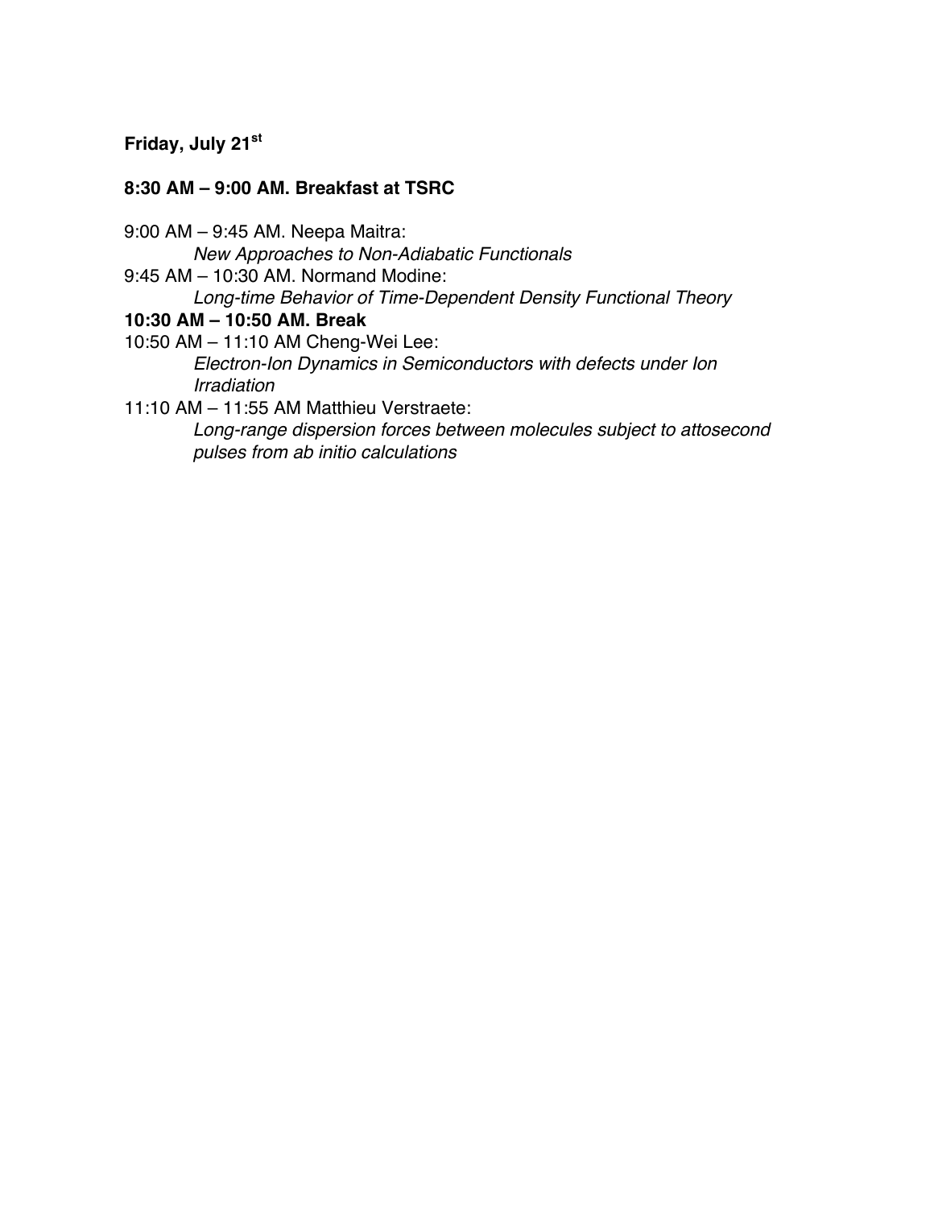**Friday, July 21st**

**8:30 AM – 9:00 AM. Breakfast at TSRC**

9:00 AM – 9:45 AM. Neepa Maitra:
*New Approaches to Non-Adiabatic Functionals*

9:45 AM – 10:30 AM. Normand Modine:
*Long-time Behavior of Time-Dependent Density Functional Theory*

**10:30 AM – 10:50 AM. Break**

10:50 AM – 11:10 AM Cheng-Wei Lee:
*Electron-Ion Dynamics in Semiconductors with defects under Ion Irradiation*

11:10 AM – 11:55 AM Matthieu Verstraete:
*Long-range dispersion forces between molecules subject to attosecond pulses from ab initio calculations*